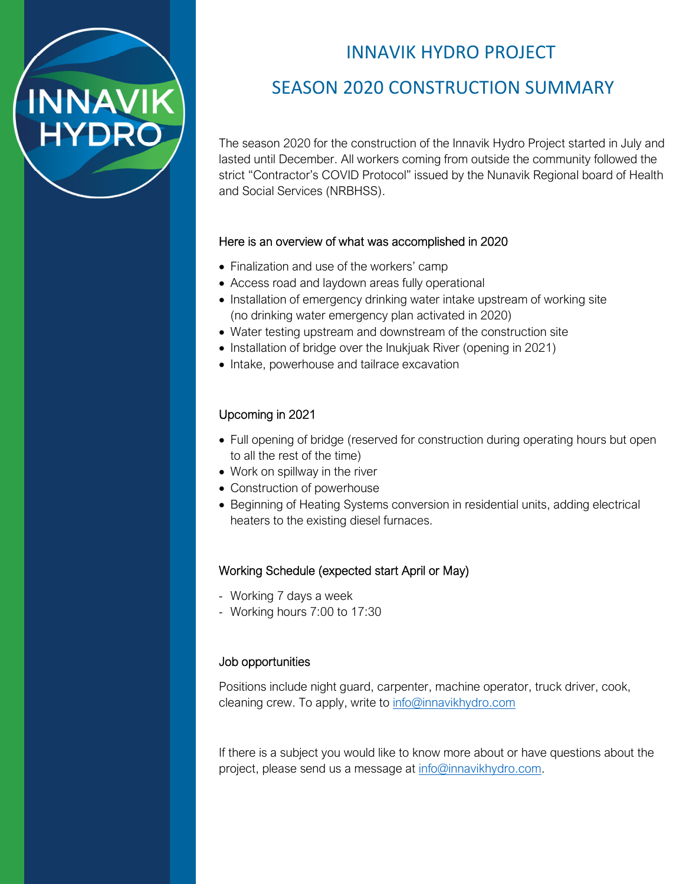# INNAVIK HYDRO PROJECT

# SEASON 2020 CONSTRUCTION SUMMARY

The season 2020 for the construction of the Innavik Hydro Project started in July and lasted until December. All workers coming from outside the community followed the strict "Contractor's COVID Protocol" issued by the Nunavik Regional board of Health and Social Services (NRBHSS).

## Here is an overview of what was accomplished in 2020

- Finalization and use of the workers' camp
- Access road and laydown areas fully operational
- Installation of emergency drinking water intake upstream of working site (no drinking water emergency plan activated in 2020)
- Water testing upstream and downstream of the construction site
- Installation of bridge over the Inukjuak River (opening in 2021)
- Intake, powerhouse and tailrace excavation

## Upcoming in 2021

- Full opening of bridge (reserved for construction during operating hours but open to all the rest of the time)
- Work on spillway in the river
- Construction of powerhouse
- Beginning of Heating Systems conversion in residential units, adding electrical heaters to the existing diesel furnaces.

## Working Schedule (expected start April or May)

- Working 7 days a week
- Working hours 7:00 to 17:30

## Job opportunities

Positions include night guard, carpenter, machine operator, truck driver, cook, cleaning crew. To apply, write to info@innavikhydro.com

If there is a subject you would like to know more about or have questions about the project, please send us a message at info@innavikhydro.com.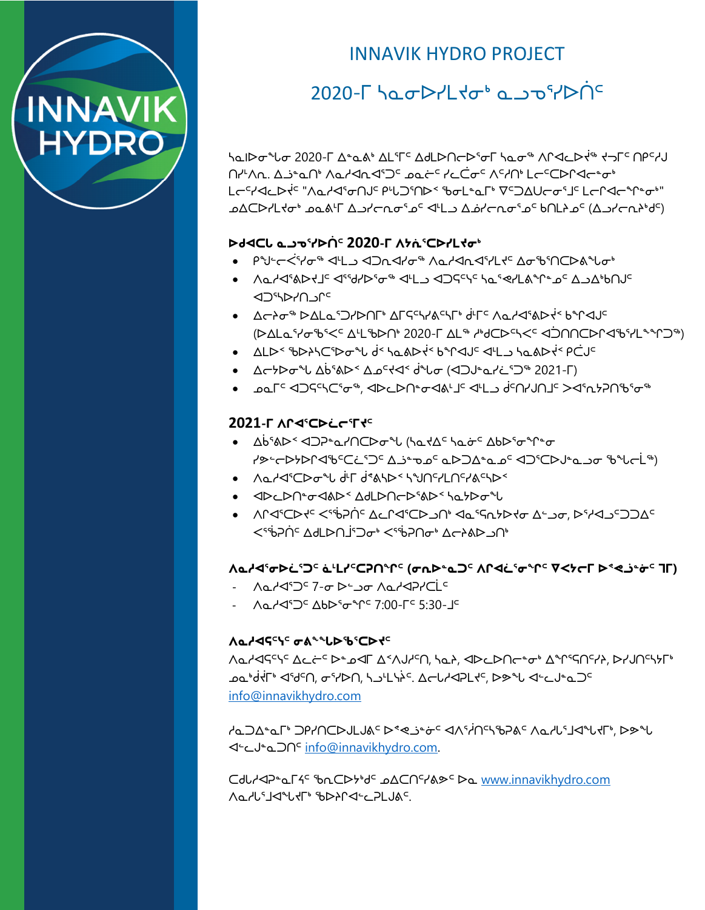# INNAVIK HYDRO PROJECT

## 2020-ᒥ ᓴᓇᓂᐅᓯᒪᔪᓂᒃ ᓇᓗᓀᖅᓯᐅᑏᑦ

ᓴᓇᐅᓂᖓᓂ 2020-ᒥ ᐃᓐᓇᕕᒃ ᐃᒪᕐᒥᑦ ᐃᑯᒪᐅᑎᓕᐅᕐᓂᒥ ᓴᓇᓂᖕ ᐱᒋᐊᓚᐅᔫᖅ ᔪᓗᒥᑦ ᑎᑭᑦᓯᒍ ᑎᓯᒻᐱᕆ. ᐃᓄᓐᓇᑎᒃ ᐱᓇᓱᐊᕆᐊᖅᑐᑦ ᓄᓇᓖᑦ ᓯᓚᑖᓂ ᐱᑦᓯᑎᒃ ᒪᓕᑦᑖᐅᑎᐊᓚᖓᓂᒃ ᒪᓕᑦᓯᐊᓚᐅᔫᑦ "ᐱᓇᓱᐊᕐᓂᑎᒍᑦ ᑭᒡᒐᑐᕐᑎᐅᑉ ᖃᓂᒪᓐᓇᒥᒃ ᐁᑦᑐᐃᒎᓕᓂᕐᒧᑦ ᒪᓕᒋᐊᓕᖓᓂᖓᓂᒃ" ᓄᐃᑕᐅᓯᒪᔪᓂᒃ ᓄᓇᕕᒻᒥ ᐃᓄᓯᓕᕆᓂᕐᓄᑦ ᐊᒻᒪᓗ ᐃᓅᓯᓕᕆᓂᕐᓄᑦ ᑲᑎᒪᔩᓄᑦ (ᐃᓄᓯᓕᕆᔩᑯᑦ)

### ᐅᑯᐊᑕᒐ ᓇᓗᓀᖅᓯᐅᑏᑦ 2020-ᒥ ᐱᔭᕇᕐᑕᐅᓯᒪᔪᓂᒃ

- ᑭᒡᒐᓕᐸᖅᓯᓂᖕ ᐊᒻᒪᓗ ᐊᑐᓇᐊᓂᖕ ᐱᓇᓱᐊᓇᐊᖅᓯᒪᔪᑦ ᐃᓂᖃᖅᑎᑕᐅᕕᖓᓂᒃ
- ᐱᓇᓱᐊᖅᕕᐅᔪᒧᑦ ᐊᖅᑯᓯᐅᕐᓂᖕ ᐊᒻᒪᓗ ᐊᑐᕋᖅᓴᑦ ᓴᓇᕐᕿᓯᒪᕕᓐᓂᓄᑦ ᐃᓗᐃᒃᑲᑎᒍᑦ ᐊᑐᖅᓴᐅᓯᑎᓗᒋᑦ
- ᐃᓕᔨᓂᖕ ᐅᐃᒪᓇᕐᑐᓯᐅᑎᒥᒃ ᐃᒥᖏᖅᓴᓯᕙᖅᓴᒥᒃ ᑰᒥᑦ ᐱᓇᓱᐊᖅᕕᐅᔭᐸ ᑲᖏᐊᒍᑦ (ᐅᐃᒪᓇᖅᓯᓂᖅᐸᑦ ᐃᒻᒪᖅᑲᐅᑎᒃ 2020-ᒥ ᐃᒪᕐᖕ ᓱᒃᑯᑕᐅᖅᓴᐸᑦ ᐊᑑᑎᑎᑕᐅᓯᐊᖅᓯᒪᓂᖅᑐᖅ)
- ᐃᒪᐅᑉ ᖃᐅᔨᓴᖅᑕᖅᐅᓂᖓ ᑰᑉ ᓴᓇᕕᐅᔩᑦ ᑲᖏᐊᒍᑦ ᐊᒻᒪᓗ ᓴᓇᕕᐅᔩᑉ ᑭᑖᒍᑦ
- ᐃᓕᔭᐅᓂᖓ ᐃᑳᕐᕕᐅᑉ ᐃᓄᑦᔪᐊᑉ ᑰᖓᓂ (ᐊᑐᒍᓐᓇᓕᕈᓐᖅᑐᖅ 2021-ᒥ)
- ᓄᓇᒥᑦ ᐊᑐᕋᖅᓴᖅᑖᕐᓂᖕ, ᐊᐅᓚᐅᑎᓐᓂᐊᕕᒻᒧᑦ ᐊᒻᒪᓗ ᑰᑎᓯᒍᑎᒧᑦ ᐳᐊᕐᓇᔪᑎᖃᕐᓂᖕ

### 2021-ᒥ ᐱᒋᐊᕐᑕᐅᓛᕆᓚᖓᔪᑦ

- ᐃᑳᕐᕕᐅᑉ ᐊᑐᕈᓐᓇᓯᑎᑕᐅᓂᖓ (ᓴᓇᔪᐃᑦ ᓴᓇᓃᑦ ᐃᑲᐅᕐᓂᖓᓂᖓᓂ ᓯᕗᓕᖅᐳᓯᐅᑎᐊᖃᑦᑕᕐᑐᑦ ᐃᓄᖕᓂᓄᑦ ᓇᐅᑐᐃᓐᓇᓄᑦ ᐊᑐᑦᑕᐅᒍᓐᓇᓗᓂ ᖃᖓᑦᓕᒫᖅ)
- ᐱᓇᓱᐊᕐᑕᐅᓂᖓ ᑰᒥ ᑰᕝᕕᔭᐅᑉ ᓵᖑᑎᑦᓯᒪᑎᑦᓯᕕᖓᐅᑉ
- ᐊᐅᓚᐅᑎᓐᓂᐊᕕᐅᑉ ᐃᑯᒪᐅᑎᓕᐅᕐᕕᐅᑉ ᓴᓇᔭᐅᓂᖓ
- ᐱᒋᐊᕐᑕᐅᔪᑦ ᐸᖅᑲᕈᑏᑦ ᐃᓕᓯᐊᕐᑕᐅᓗᑎᒃ ᐊᓇᕐᕿᓴᔭᐅᔪᓂ ᐃᓗᓂ, ᐅᕐᓱᐊᓗᑦᑐᑐᐃᑦ ᐸᖅᑲᕈᑏᑦ ᐃᑯᒪᐅᑎᒎᕐᑐᓂᒃ ᐸᖅᑲᕈᑎᓂᒃ ᐃᓕᔭᕕᐅᓗᑎᒃ

### ᐱᓇᓱᐊᕐᓂᐅᕈᕐᑐᑦ ᓈᒻᒪᓯᑦᑕᕈᑎᖏᑦ (ᓂᕆᐅᓐᓇᑐᑦ ᐱᒋᐊᕈᕐᓂᖏᑦ ᐁᐸᓯᓕᒥ ᐅᑉᐹᓗᓐᓃᑦ ᒣᒥ)

- ᐱᓇᓱᐊᕐᑐᑦ 7-ᓂ ᐅᓪᓗᓂ ᐱᓇᓱᐊᕈᓯᑦᑖᑦ
- ᐱᓇᓱᐊᕐᑐᑦ ᐃᑲᐅᕐᓂᖏᑦ 7:00-ᒥᑦ 5:30-ᒧᑦ

### ᐱᓇᓱᐊᕐᕋᕐᓴᑦ ᓂᕕᖓᖅᓗᐅᖅᑲᐅᔪᑦ

ᐱᓇᓱᐊᕐᕋᕐᓴᑦ ᐃᓚᖏᑦ ᐅᓐᓄᐊᒥ ᐃᑉᐱᒍᓱᑦᑎ, ᓴᓇᔨ, ᐊᐅᓚᐅᑎᓐᓂᖕ ᐃᖕᖏᕐᑎᑦᓯᔨ, ᐅᓯᒍᑎᑦᓴᓯᒥᒃ ᓄᓇᒃᑯᔫᒥᒃ ᐊᖅᑯᑎ, ᓂᕐᓯᐅᑎ, ᓴᓗᒪᓴᐃᔩᑦ. ᐃᓕᑕᓯᐊᕈᒪᔫᑦ, ᐅᕙᖓ ᐊᓪᓚᒍᓇᕈᑦ [info@innavikhydro.com](mailto:info@innavikhydro.com)

ᓱᓇᑐᐃᓐᓇᒥᒃ ᑐᕈᓯᑎᑕᐅᒍᒪᒍᕕᑦ ᐅᖁᓗᓐᓂᑦ ᐊᐱᕐᓲᑎᑦᓴᖃᕈᕕᑦ ᐱᓇᓱᒐᕐᒧᐊᖓᔪᒥᒃ, ᐅᕙᖓ ᐊᓪᓚᒍᓇᕈᑎᑦ [info@innavikhydro.com](mailto:info@innavikhydro.com).

ᑕᑯᒐᓱᐊᕈᓐᓇᒥᔪᑦ ᖃᓄᑕᐅᔾᔪᑦ ᓄᐃᑕᑦᓯᕕᐅᕗᑦ ᐅᓇ [www.innavikhydro.com](http://www.innavikhydro.com) ᐱᓇᓱᒐᕐᒧᐊᖓᔪᒥᒃ ᖃᐅᔨᒋᐊᓪᓚᕈᒪᒍᕕᑦ.